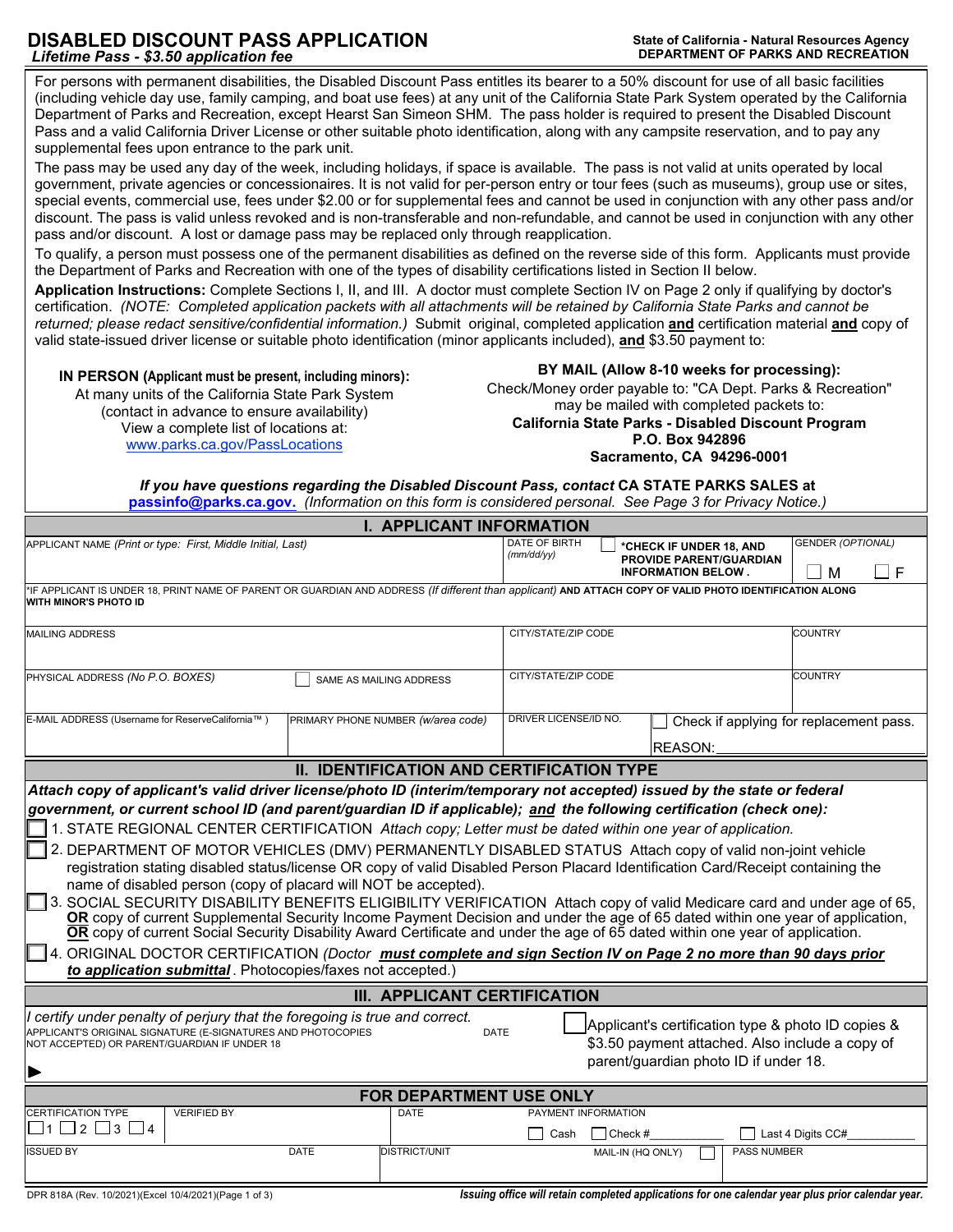# DISABLED DISCOUNT PASS APPLICATION

*Lifetime Pass - $3.50 application fee*

**State of California - Natural Resources Agency**
**DEPARTMENT OF PARKS AND RECREATION**

For persons with permanent disabilities, the Disabled Discount Pass entitles its bearer to a 50% discount for use of all basic facilities (including vehicle day use, family camping, and boat use fees) at any unit of the California State Park System operated by the California Department of Parks and Recreation, except Hearst San Simeon SHM. The pass holder is required to present the Disabled Discount Pass and a valid California Driver License or other suitable photo identification, along with any campsite reservation, and to pay any supplemental fees upon entrance to the park unit.

The pass may be used any day of the week, including holidays, if space is available. The pass is not valid at units operated by local government, private agencies or concessionaires. It is not valid for per-person entry or tour fees (such as museums), group use or sites, special events, commercial use, fees under $2.00 or for supplemental fees and cannot be used in conjunction with any other pass and/or discount. The pass is valid unless revoked and is non-transferable and non-refundable, and cannot be used in conjunction with any other pass and/or discount. A lost or damage pass may be replaced only through reapplication.

To qualify, a person must possess one of the permanent disabilities as defined on the reverse side of this form. Applicants must provide the Department of Parks and Recreation with one of the types of disability certifications listed in Section II below.

**Application Instructions:** Complete Sections I, II, and III. A doctor must complete Section IV on Page 2 only if qualifying by doctor's certification. *(NOTE: Completed application packets with all attachments will be retained by California State Parks and cannot be returned; please redact sensitive/confidential information.)* Submit original, completed application **and** certification material **and** copy of valid state-issued driver license or suitable photo identification (minor applicants included), **and** $3.50 payment to:

**IN PERSON (Applicant must be present, including minors):**
At many units of the California State Park System
(contact in advance to ensure availability)
View a complete list of locations at:
www.parks.ca.gov/PassLocations

**BY MAIL (Allow 8-10 weeks for processing):**
Check/Money order payable to: "CA Dept. Parks & Recreation"
may be mailed with completed packets to:
**California State Parks - Disabled Discount Program**
**P.O. Box 942896**
**Sacramento, CA 94296-0001**

***If you have questions regarding the Disabled Discount Pass, contact* CA STATE PARKS SALES at passinfo@parks.ca.gov.** *(Information on this form is considered personal. See Page 3 for Privacy Notice.)*

## I. APPLICANT INFORMATION

| APPLICANT NAME *(Print or type: First, Middle Initial, Last)* | DATE OF BIRTH *(mm/dd/yy)* | ☐ **\*CHECK IF UNDER 18, AND PROVIDE PARENT/GUARDIAN INFORMATION BELOW.** | GENDER *(OPTIONAL)* ☐ M ☐ F |
|---|---|---|---|

\*IF APPLICANT IS UNDER 18, PRINT NAME OF PARENT OR GUARDIAN AND ADDRESS *(If different than applicant)* **AND ATTACH COPY OF VALID PHOTO IDENTIFICATION ALONG WITH MINOR'S PHOTO ID**

| MAILING ADDRESS | | CITY/STATE/ZIP CODE | COUNTRY |
|---|---|---|---|
| PHYSICAL ADDRESS *(No P.O. BOXES)* | ☐ SAME AS MAILING ADDRESS | CITY/STATE/ZIP CODE | COUNTRY |
| E-MAIL ADDRESS (Username for ReserveCalifornia™) | PRIMARY PHONE NUMBER *(w/area code)* | DRIVER LICENSE/ID NO. | ☐ Check if applying for replacement pass. REASON:________ |

## II. IDENTIFICATION AND CERTIFICATION TYPE

***Attach copy of applicant's valid driver license/photo ID (interim/temporary not accepted) issued by the state or federal government, or current school ID (and parent/guardian ID if applicable); and the following certification (check one):***

☐ 1. STATE REGIONAL CENTER CERTIFICATION *Attach copy; Letter must be dated within one year of application.*

☐ 2. DEPARTMENT OF MOTOR VEHICLES (DMV) PERMANENTLY DISABLED STATUS Attach copy of valid non-joint vehicle registration stating disabled status/license OR copy of valid Disabled Person Placard Identification Card/Receipt containing the name of disabled person (copy of placard will NOT be accepted).

☐ 3. SOCIAL SECURITY DISABILITY BENEFITS ELIGIBILITY VERIFICATION Attach copy of valid Medicare card and under age of 65, **OR** copy of current Supplemental Security Income Payment Decision and under the age of 65 dated within one year of application, **OR** copy of current Social Security Disability Award Certificate and under the age of 65 dated within one year of application.

☐ 4. ORIGINAL DOCTOR CERTIFICATION *(Doctor **must complete and sign Section IV on Page 2 no more than 90 days prior to application submittal**.* Photocopies/faxes not accepted.)

## III. APPLICANT CERTIFICATION

*I certify under penalty of perjury that the foregoing is true and correct.*

| APPLICANT'S ORIGINAL SIGNATURE (E-SIGNATURES AND PHOTOCOPIES NOT ACCEPTED) OR PARENT/GUARDIAN IF UNDER 18 ▶ | DATE | ☐ Applicant's certification type & photo ID copies & $3.50 payment attached. Also include a copy of parent/guardian photo ID if under 18. |
|---|---|---|

## FOR DEPARTMENT USE ONLY

| CERTIFICATION TYPE ☐1 ☐2 ☐3 ☐4 | VERIFIED BY | DATE | PAYMENT INFORMATION ☐ Cash ☐ Check #________ ☐ Last 4 Digits CC#________ | |
|---|---|---|---|---|
| ISSUED BY | DATE | DISTRICT/UNIT | MAIL-IN (HQ ONLY) ☐ | PASS NUMBER |

DPR 818A (Rev. 10/2021)(Excel 10/4/2021)(Page 1 of 3)

***Issuing office will retain completed applications for one calendar year plus prior calendar year.***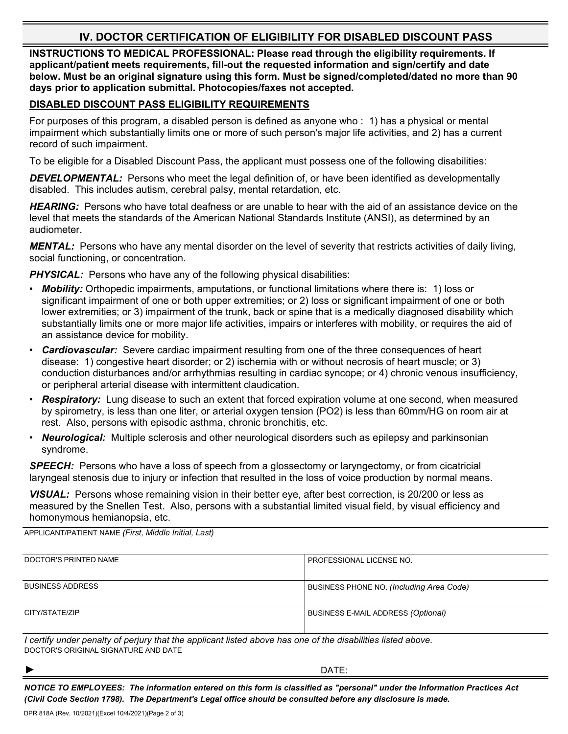## IV. DOCTOR CERTIFICATION OF ELIGIBILITY FOR DISABLED DISCOUNT PASS

**INSTRUCTIONS TO MEDICAL PROFESSIONAL: Please read through the eligibility requirements. If applicant/patient meets requirements, fill-out the requested information and sign/certify and date below. Must be an original signature using this form. Must be signed/completed/dated no more than 90 days prior to application submittal. Photocopies/faxes not accepted.**

### DISABLED DISCOUNT PASS ELIGIBILITY REQUIREMENTS

For purposes of this program, a disabled person is defined as anyone who : 1) has a physical or mental impairment which substantially limits one or more of such person's major life activities, and 2) has a current record of such impairment.

To be eligible for a Disabled Discount Pass, the applicant must possess one of the following disabilities:

***DEVELOPMENTAL:*** Persons who meet the legal definition of, or have been identified as developmentally disabled. This includes autism, cerebral palsy, mental retardation, etc.

***HEARING:*** Persons who have total deafness or are unable to hear with the aid of an assistance device on the level that meets the standards of the American National Standards Institute (ANSI), as determined by an audiometer.

***MENTAL:*** Persons who have any mental disorder on the level of severity that restricts activities of daily living, social functioning, or concentration.

***PHYSICAL:*** Persons who have any of the following physical disabilities:

- ***Mobility:*** Orthopedic impairments, amputations, or functional limitations where there is: 1) loss or significant impairment of one or both upper extremities; or 2) loss or significant impairment of one or both lower extremities; or 3) impairment of the trunk, back or spine that is a medically diagnosed disability which substantially limits one or more major life activities, impairs or interferes with mobility, or requires the aid of an assistance device for mobility.
- ***Cardiovascular:*** Severe cardiac impairment resulting from one of the three consequences of heart disease: 1) congestive heart disorder; or 2) ischemia with or without necrosis of heart muscle; or 3) conduction disturbances and/or arrhythmias resulting in cardiac syncope; or 4) chronic venous insufficiency, or peripheral arterial disease with intermittent claudication.
- ***Respiratory:*** Lung disease to such an extent that forced expiration volume at one second, when measured by spirometry, is less than one liter, or arterial oxygen tension (PO2) is less than 60mm/HG on room air at rest. Also, persons with episodic asthma, chronic bronchitis, etc.
- ***Neurological:*** Multiple sclerosis and other neurological disorders such as epilepsy and parkinsonian syndrome.

***SPEECH:*** Persons who have a loss of speech from a glossectomy or laryngectomy, or from cicatricial laryngeal stenosis due to injury or infection that resulted in the loss of voice production by normal means.

***VISUAL:*** Persons whose remaining vision in their better eye, after best correction, is 20/200 or less as measured by the Snellen Test. Also, persons with a substantial limited visual field, by visual efficiency and homonymous hemianopsia, etc.

| APPLICANT/PATIENT NAME *(First, Middle Initial, Last)* | |
|---|---|
| DOCTOR'S PRINTED NAME | PROFESSIONAL LICENSE NO. |
| BUSINESS ADDRESS | BUSINESS PHONE NO. *(Including Area Code)* |
| CITY/STATE/ZIP | BUSINESS E-MAIL ADDRESS *(Optional)* |

*I certify under penalty of perjury that the applicant listed above has one of the disabilities listed above.*

DOCTOR'S ORIGINAL SIGNATURE AND DATE

► DATE:

***NOTICE TO EMPLOYEES: The information entered on this form is classified as "personal" under the Information Practices Act (Civil Code Section 1798). The Department's Legal office should be consulted before any disclosure is made.***

DPR 818A (Rev. 10/2021)(Excel 10/4/2021)(Page 2 of 3)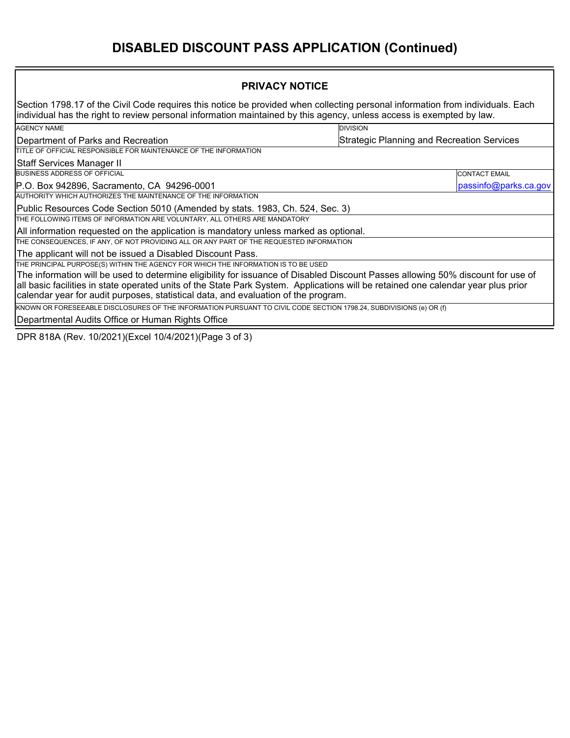# DISABLED DISCOUNT PASS APPLICATION (Continued)

## PRIVACY NOTICE

Section 1798.17 of the Civil Code requires this notice be provided when collecting personal information from individuals. Each individual has the right to review personal information maintained by this agency, unless access is exempted by law.

| | | |
|---|---|---|
| AGENCY NAME<br>Department of Parks and Recreation | DIVISION<br>Strategic Planning and Recreation Services | |
| TITLE OF OFFICIAL RESPONSIBLE FOR MAINTENANCE OF THE INFORMATION<br>Staff Services Manager II | | |
| BUSINESS ADDRESS OF OFFICIAL<br>P.O. Box 942896, Sacramento, CA 94296-0001 | | CONTACT EMAIL<br>passinfo@parks.ca.gov |
| AUTHORITY WHICH AUTHORIZES THE MAINTENANCE OF THE INFORMATION<br>Public Resources Code Section 5010 (Amended by stats. 1983, Ch. 524, Sec. 3) | | |
| THE FOLLOWING ITEMS OF INFORMATION ARE VOLUNTARY, ALL OTHERS ARE MANDATORY<br>All information requested on the application is mandatory unless marked as optional. | | |
| THE CONSEQUENCES, IF ANY, OF NOT PROVIDING ALL OR ANY PART OF THE REQUESTED INFORMATION<br>The applicant will not be issued a Disabled Discount Pass. | | |
| THE PRINCIPAL PURPOSE(S) WITHIN THE AGENCY FOR WHICH THE INFORMATION IS TO BE USED<br>The information will be used to determine eligibility for issuance of Disabled Discount Passes allowing 50% discount for use of all basic facilities in state operated units of the State Park System. Applications will be retained one calendar year plus prior calendar year for audit purposes, statistical data, and evaluation of the program. | | |
| KNOWN OR FORESEEABLE DISCLOSURES OF THE INFORMATION PURSUANT TO CIVIL CODE SECTION 1798.24, SUBDIVISIONS (e) OR (f)<br>Departmental Audits Office or Human Rights Office | | |

DPR 818A (Rev. 10/2021)(Excel 10/4/2021)(Page 3 of 3)